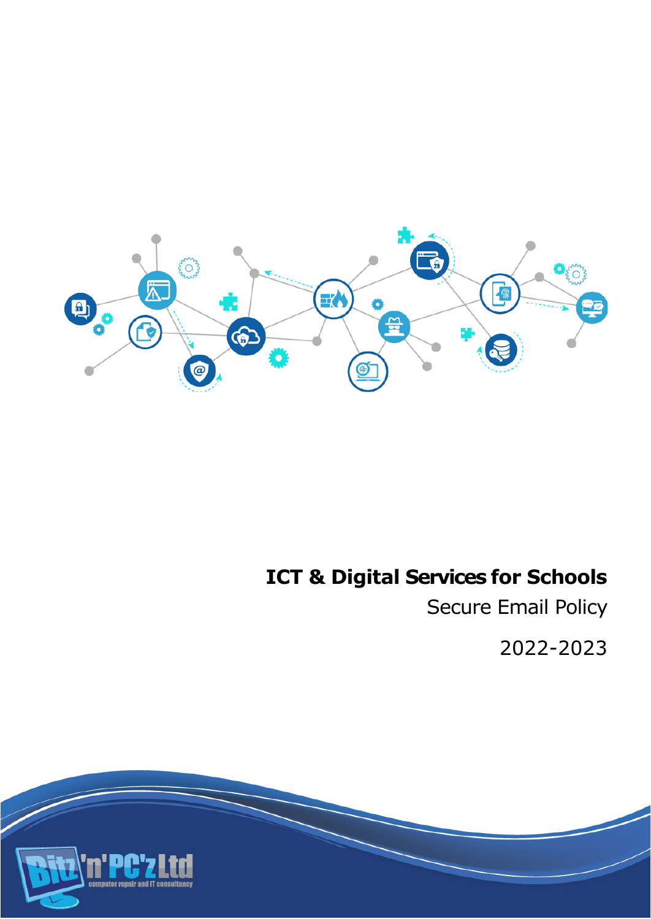# ICT & Digital Services for Schools

Secure Email Policy

2022-2023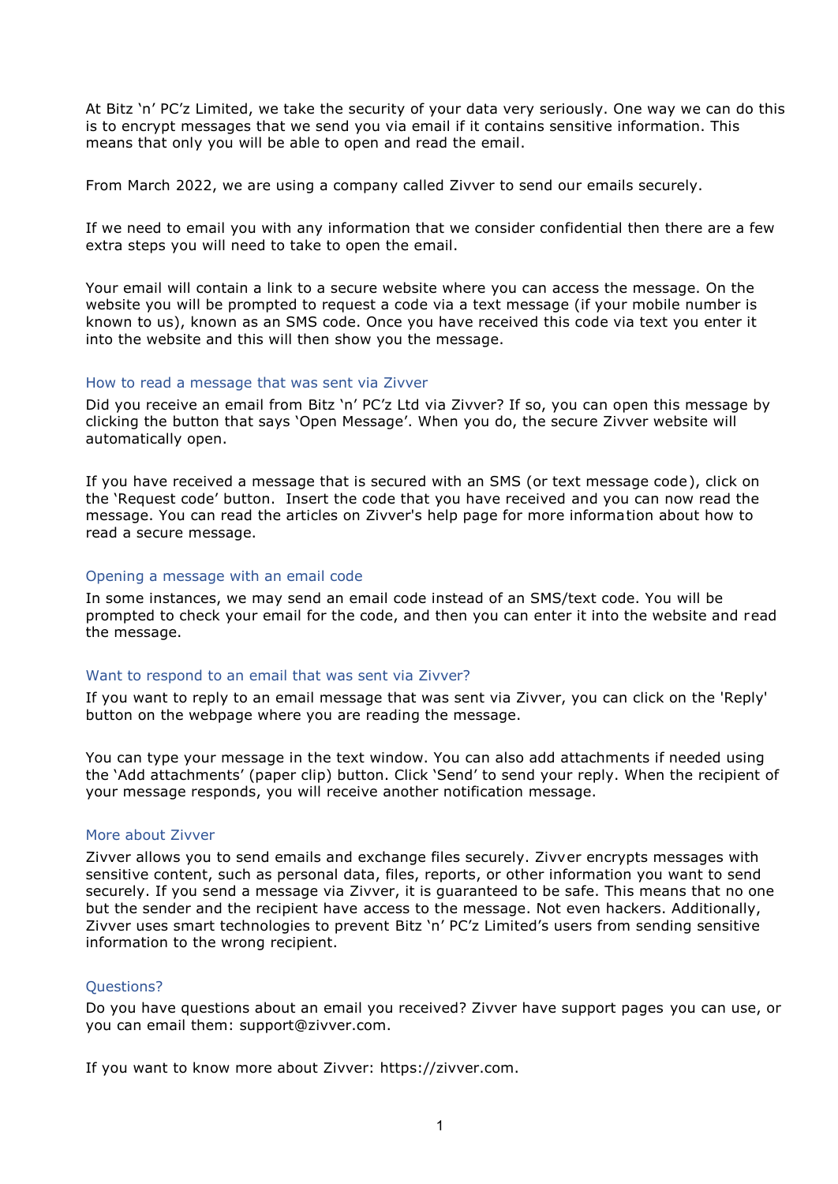At Bitz 'n' PC'z Limited, we take the security of your data very seriously. One way we can do this is to encrypt messages that we send you via email if it contains sensitive information. This means that only you will be able to open and read the email.

From March 2022, we are using a company called Zivver to send our emails securely.

If we need to email you with any information that we consider confidential then there are a few extra steps you will need to take to open the email.

Your email will contain a link to a secure website where you can access the message. On the website you will be prompted to request a code via a text message (if your mobile number is known to us), known as an SMS code. Once you have received this code via text you enter it into the website and this will then show you the message.

## How to read a message that was sent via Zivver

Did you receive an email from Bitz 'n' PC'z Ltd via Zivver? If so, you can open this message by clicking the button that says 'Open Message'. When you do, the secure Zivver website will automatically open.

If you have received a message that is secured with an SMS (or text message code), click on the 'Request code' button. Insert the code that you have received and you can now read the message. You can read the articles on Zivver's help page for more information about how to read a secure message.

## Opening a message with an email code

In some instances, we may send an email code instead of an SMS/text code. You will be prompted to check your email for the code, and then you can enter it into the website and read the message.

## Want to respond to an email that was sent via Zivver?

If you want to reply to an email message that was sent via Zivver, you can click on the 'Reply' button on the webpage where you are reading the message.

You can type your message in the text window. You can also add attachments if needed using the 'Add attachments' (paper clip) button. Click 'Send' to send your reply. When the recipient of your message responds, you will receive another notification message.

## More about Zivver

Zivver allows you to send emails and exchange files securely. Zivver encrypts messages with sensitive content, such as personal data, files, reports, or other information you want to send securely. If you send a message via Zivver, it is guaranteed to be safe. This means that no one but the sender and the recipient have access to the message. Not even hackers. Additionally, Zivver uses smart technologies to prevent Bitz 'n' PC'z Limited's users from sending sensitive information to the wrong recipient.

## Questions?

Do you have questions about an email you received? Zivver have support pages you can use, or you can email them: support@zivver.com.

If you want to know more about Zivver: https://zivver.com.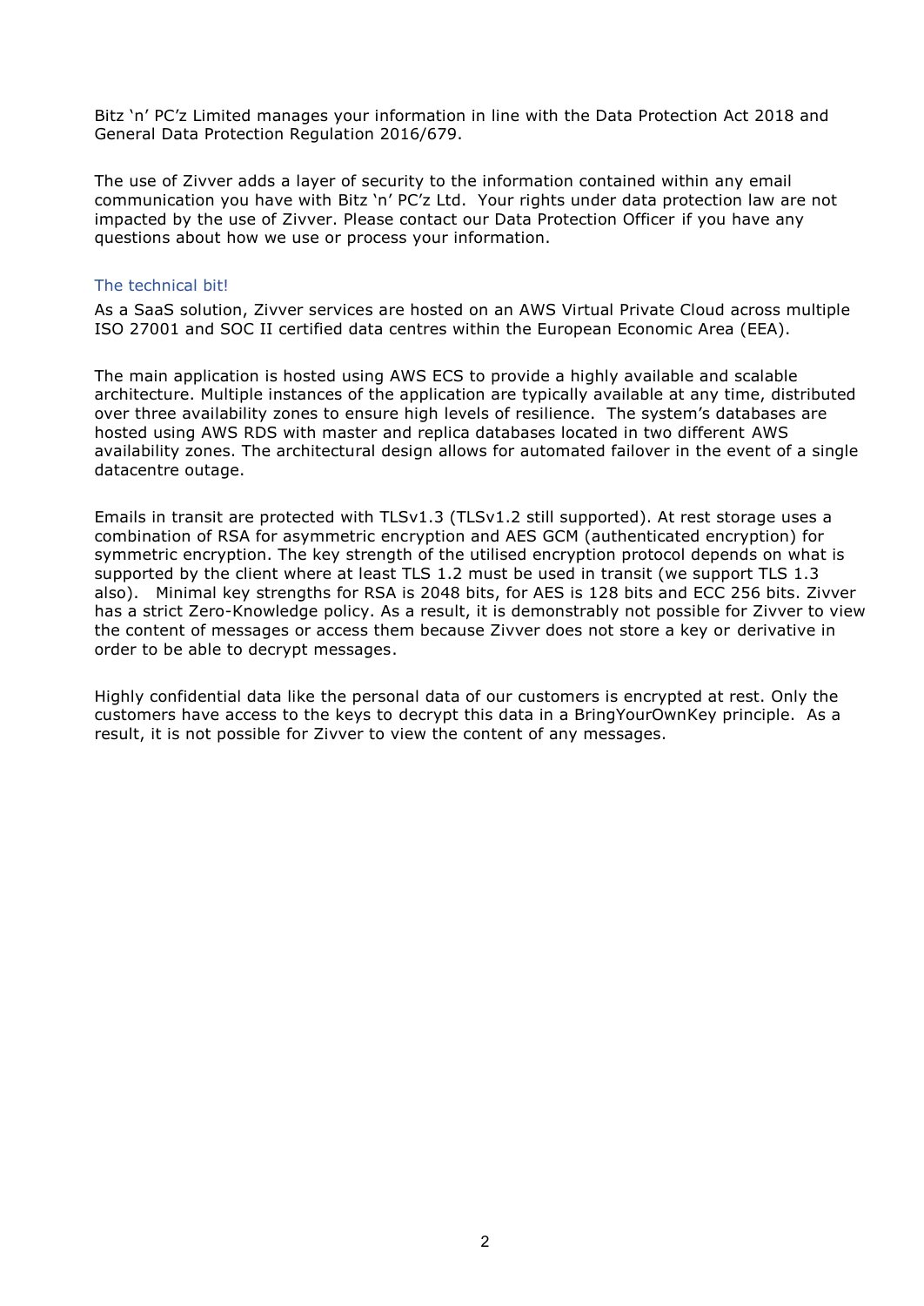Bitz 'n' PC'z Limited manages your information in line with the Data Protection Act 2018 and General Data Protection Regulation 2016/679.

The use of Zivver adds a layer of security to the information contained within any email communication you have with Bitz 'n' PC'z Ltd. Your rights under data protection law are not impacted by the use of Zivver. Please contact our Data Protection Officer if you have any questions about how we use or process your information.

### The technical bit!

As a SaaS solution, Zivver services are hosted on an AWS Virtual Private Cloud across multiple ISO 27001 and SOC II certified data centres within the European Economic Area (EEA).

The main application is hosted using AWS ECS to provide a highly available and scalable architecture. Multiple instances of the application are typically available at any time, distributed over three availability zones to ensure high levels of resilience. The system's databases are hosted using AWS RDS with master and replica databases located in two different AWS availability zones. The architectural design allows for automated failover in the event of a single datacentre outage.

Emails in transit are protected with TLSv1.3 (TLSv1.2 still supported). At rest storage uses a combination of RSA for asymmetric encryption and AES GCM (authenticated encryption) for symmetric encryption. The key strength of the utilised encryption protocol depends on what is supported by the client where at least TLS 1.2 must be used in transit (we support TLS 1.3 also). Minimal key strengths for RSA is 2048 bits, for AES is 128 bits and ECC 256 bits. Zivver has a strict Zero-Knowledge policy. As a result, it is demonstrably not possible for Zivver to view the content of messages or access them because Zivver does not store a key or derivative in order to be able to decrypt messages.

Highly confidential data like the personal data of our customers is encrypted at rest. Only the customers have access to the keys to decrypt this data in a BringYourOwnKey principle. As a result, it is not possible for Zivver to view the content of any messages.